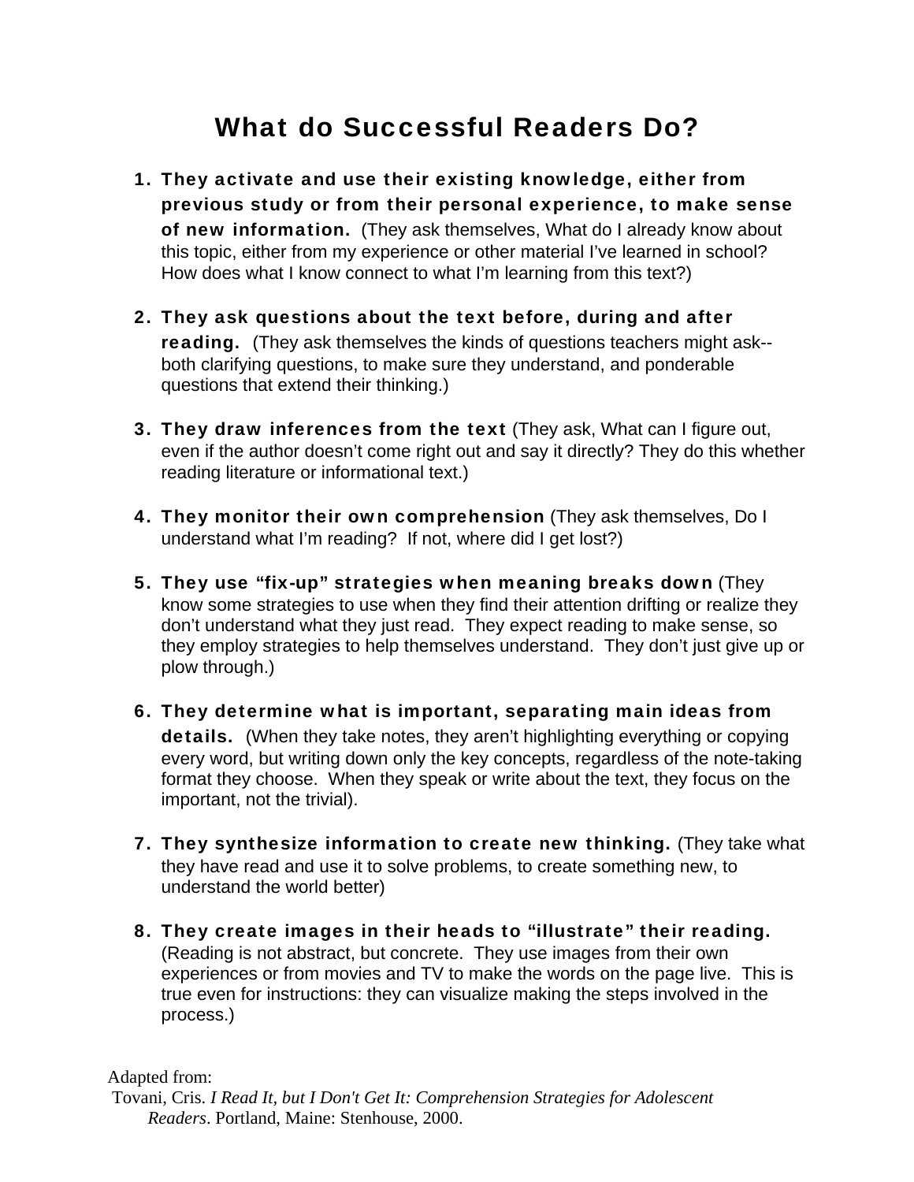# What do Successful Readers Do?

1. **They activate and use their existing knowledge, either from previous study or from their personal experience, to make sense of new information.** (They ask themselves, What do I already know about this topic, either from my experience or other material I've learned in school? How does what I know connect to what I'm learning from this text?)

2. **They ask questions about the text before, during and after reading.** (They ask themselves the kinds of questions teachers might ask-- both clarifying questions, to make sure they understand, and ponderable questions that extend their thinking.)

3. **They draw inferences from the text** (They ask, What can I figure out, even if the author doesn't come right out and say it directly? They do this whether reading literature or informational text.)

4. **They monitor their own comprehension** (They ask themselves, Do I understand what I'm reading? If not, where did I get lost?)

5. **They use "fix-up" strategies when meaning breaks down** (They know some strategies to use when they find their attention drifting or realize they don't understand what they just read. They expect reading to make sense, so they employ strategies to help themselves understand. They don't just give up or plow through.)

6. **They determine what is important, separating main ideas from details.** (When they take notes, they aren't highlighting everything or copying every word, but writing down only the key concepts, regardless of the note-taking format they choose. When they speak or write about the text, they focus on the important, not the trivial).

7. **They synthesize information to create new thinking.** (They take what they have read and use it to solve problems, to create something new, to understand the world better)

8. **They create images in their heads to "illustrate" their reading.** (Reading is not abstract, but concrete. They use images from their own experiences or from movies and TV to make the words on the page live. This is true even for instructions: they can visualize making the steps involved in the process.)

Adapted from:
Tovani, Cris. *I Read It, but I Don't Get It: Comprehension Strategies for Adolescent Readers*. Portland, Maine: Stenhouse, 2000.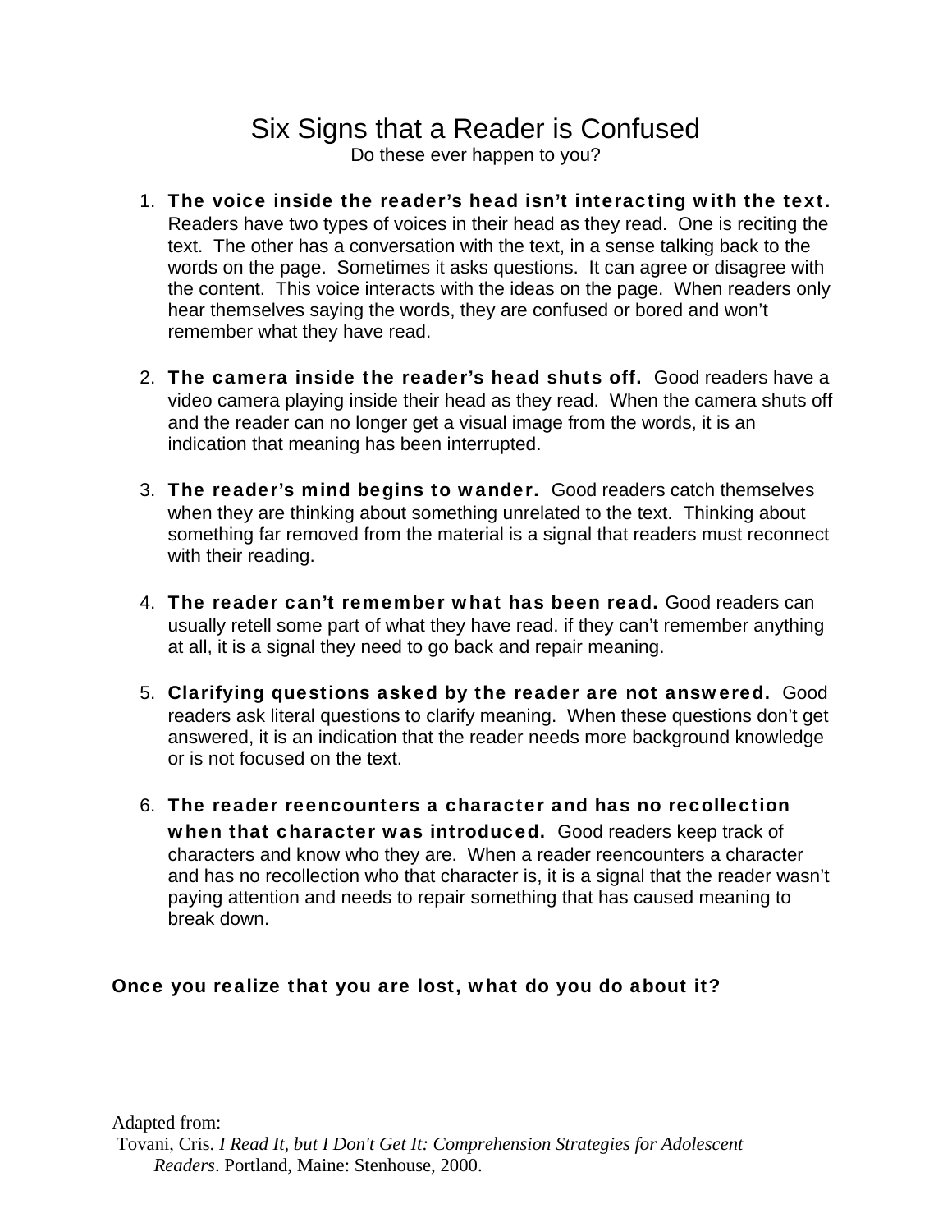# Six Signs that a Reader is Confused

Do these ever happen to you?

1. **The voice inside the reader's head isn't interacting with the text.** Readers have two types of voices in their head as they read. One is reciting the text. The other has a conversation with the text, in a sense talking back to the words on the page. Sometimes it asks questions. It can agree or disagree with the content. This voice interacts with the ideas on the page. When readers only hear themselves saying the words, they are confused or bored and won't remember what they have read.

2. **The camera inside the reader's head shuts off.** Good readers have a video camera playing inside their head as they read. When the camera shuts off and the reader can no longer get a visual image from the words, it is an indication that meaning has been interrupted.

3. **The reader's mind begins to wander.** Good readers catch themselves when they are thinking about something unrelated to the text. Thinking about something far removed from the material is a signal that readers must reconnect with their reading.

4. **The reader can't remember what has been read.** Good readers can usually retell some part of what they have read. if they can't remember anything at all, it is a signal they need to go back and repair meaning.

5. **Clarifying questions asked by the reader are not answered.** Good readers ask literal questions to clarify meaning. When these questions don't get answered, it is an indication that the reader needs more background knowledge or is not focused on the text.

6. **The reader reencounters a character and has no recollection when that character was introduced.** Good readers keep track of characters and know who they are. When a reader reencounters a character and has no recollection who that character is, it is a signal that the reader wasn't paying attention and needs to repair something that has caused meaning to break down.

**Once you realize that you are lost, what do you do about it?**

Adapted from:
Tovani, Cris. *I Read It, but I Don't Get It: Comprehension Strategies for Adolescent Readers*. Portland, Maine: Stenhouse, 2000.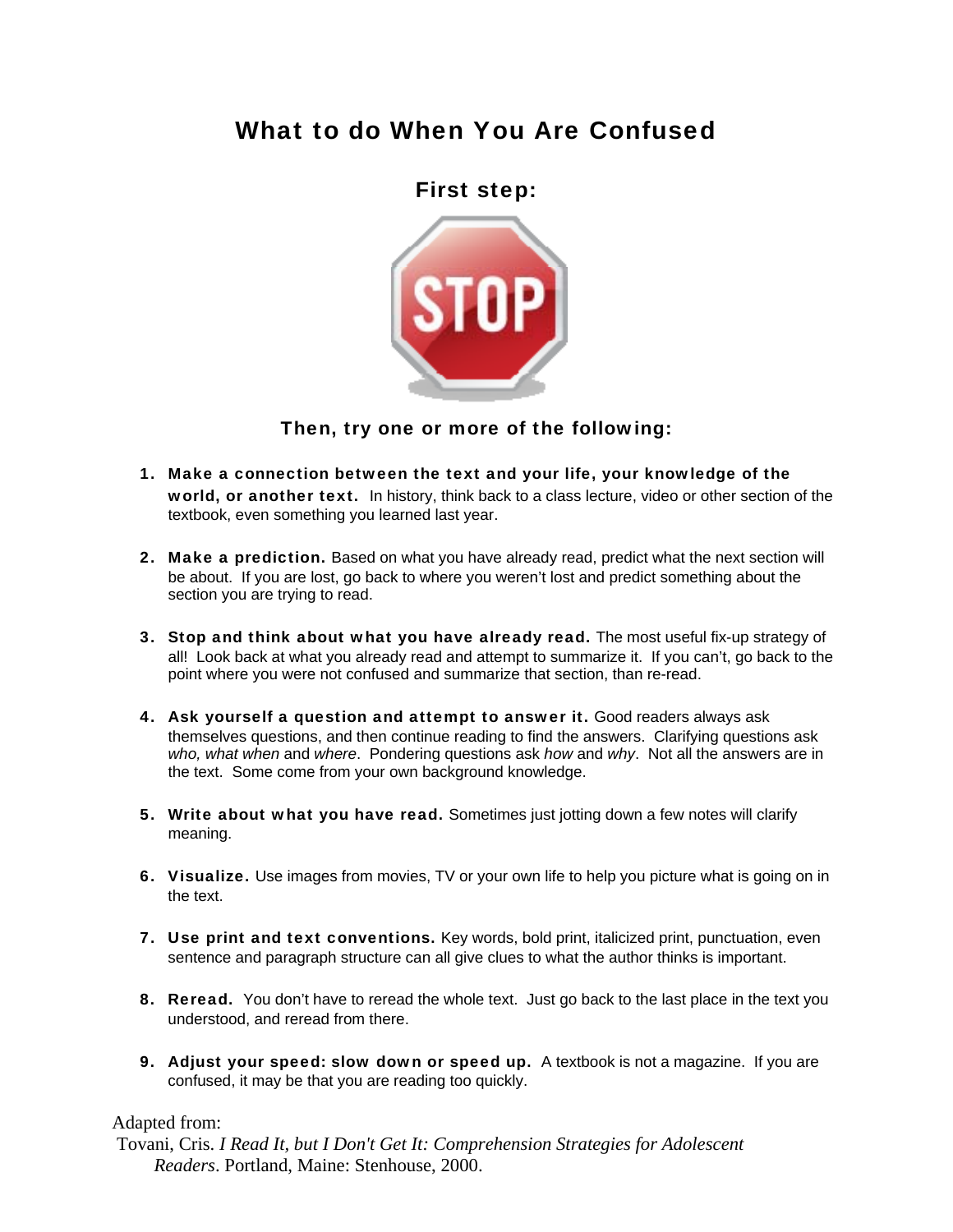# What to do When You Are Confused

## First step:

STOP

### Then, try one or more of the following:

1. **Make a connection between the text and your life, your knowledge of the world, or another text.** In history, think back to a class lecture, video or other section of the textbook, even something you learned last year.

2. **Make a prediction.** Based on what you have already read, predict what the next section will be about. If you are lost, go back to where you weren't lost and predict something about the section you are trying to read.

3. **Stop and think about what you have already read.** The most useful fix-up strategy of all! Look back at what you already read and attempt to summarize it. If you can't, go back to the point where you were not confused and summarize that section, than re-read.

4. **Ask yourself a question and attempt to answer it.** Good readers always ask themselves questions, and then continue reading to find the answers. Clarifying questions ask *who, what when* and *where*. Pondering questions ask *how* and *why*. Not all the answers are in the text. Some come from your own background knowledge.

5. **Write about what you have read.** Sometimes just jotting down a few notes will clarify meaning.

6. **Visualize.** Use images from movies, TV or your own life to help you picture what is going on in the text.

7. **Use print and text conventions.** Key words, bold print, italicized print, punctuation, even sentence and paragraph structure can all give clues to what the author thinks is important.

8. **Reread.** You don't have to reread the whole text. Just go back to the last place in the text you understood, and reread from there.

9. **Adjust your speed: slow down or speed up.** A textbook is not a magazine. If you are confused, it may be that you are reading too quickly.

Adapted from:
Tovani, Cris. *I Read It, but I Don't Get It: Comprehension Strategies for Adolescent Readers*. Portland, Maine: Stenhouse, 2000.